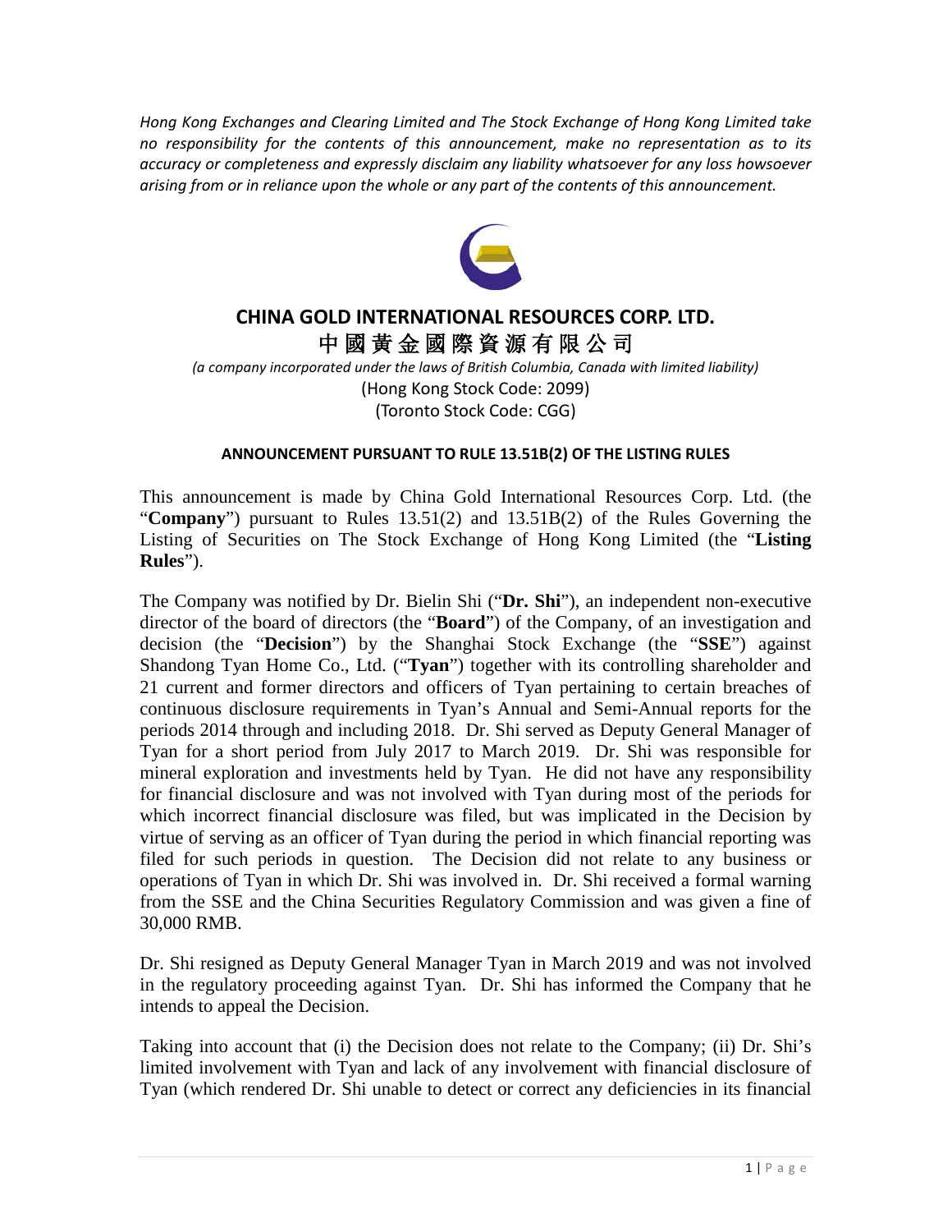*Hong Kong Exchanges and Clearing Limited and The Stock Exchange of Hong Kong Limited take no responsibility for the contents of this announcement, make no representation as to its accuracy or completeness and expressly disclaim any liability whatsoever for any loss howsoever arising from or in reliance upon the whole or any part of the contents of this announcement.*

# CHINA GOLD INTERNATIONAL RESOURCES CORP. LTD.

# 中國黃金國際資源有限公司

*(a company incorporated under the laws of British Columbia, Canada with limited liability)*

(Hong Kong Stock Code: 2099)

(Toronto Stock Code: CGG)

## ANNOUNCEMENT PURSUANT TO RULE 13.51B(2) OF THE LISTING RULES

This announcement is made by China Gold International Resources Corp. Ltd. (the "**Company**") pursuant to Rules 13.51(2) and 13.51B(2) of the Rules Governing the Listing of Securities on The Stock Exchange of Hong Kong Limited (the "**Listing Rules**").

The Company was notified by Dr. Bielin Shi ("**Dr. Shi**"), an independent non-executive director of the board of directors (the "**Board**") of the Company, of an investigation and decision (the "**Decision**") by the Shanghai Stock Exchange (the "**SSE**") against Shandong Tyan Home Co., Ltd. ("**Tyan**") together with its controlling shareholder and 21 current and former directors and officers of Tyan pertaining to certain breaches of continuous disclosure requirements in Tyan's Annual and Semi-Annual reports for the periods 2014 through and including 2018. Dr. Shi served as Deputy General Manager of Tyan for a short period from July 2017 to March 2019. Dr. Shi was responsible for mineral exploration and investments held by Tyan. He did not have any responsibility for financial disclosure and was not involved with Tyan during most of the periods for which incorrect financial disclosure was filed, but was implicated in the Decision by virtue of serving as an officer of Tyan during the period in which financial reporting was filed for such periods in question. The Decision did not relate to any business or operations of Tyan in which Dr. Shi was involved in. Dr. Shi received a formal warning from the SSE and the China Securities Regulatory Commission and was given a fine of 30,000 RMB.

Dr. Shi resigned as Deputy General Manager Tyan in March 2019 and was not involved in the regulatory proceeding against Tyan. Dr. Shi has informed the Company that he intends to appeal the Decision.

Taking into account that (i) the Decision does not relate to the Company; (ii) Dr. Shi's limited involvement with Tyan and lack of any involvement with financial disclosure of Tyan (which rendered Dr. Shi unable to detect or correct any deficiencies in its financial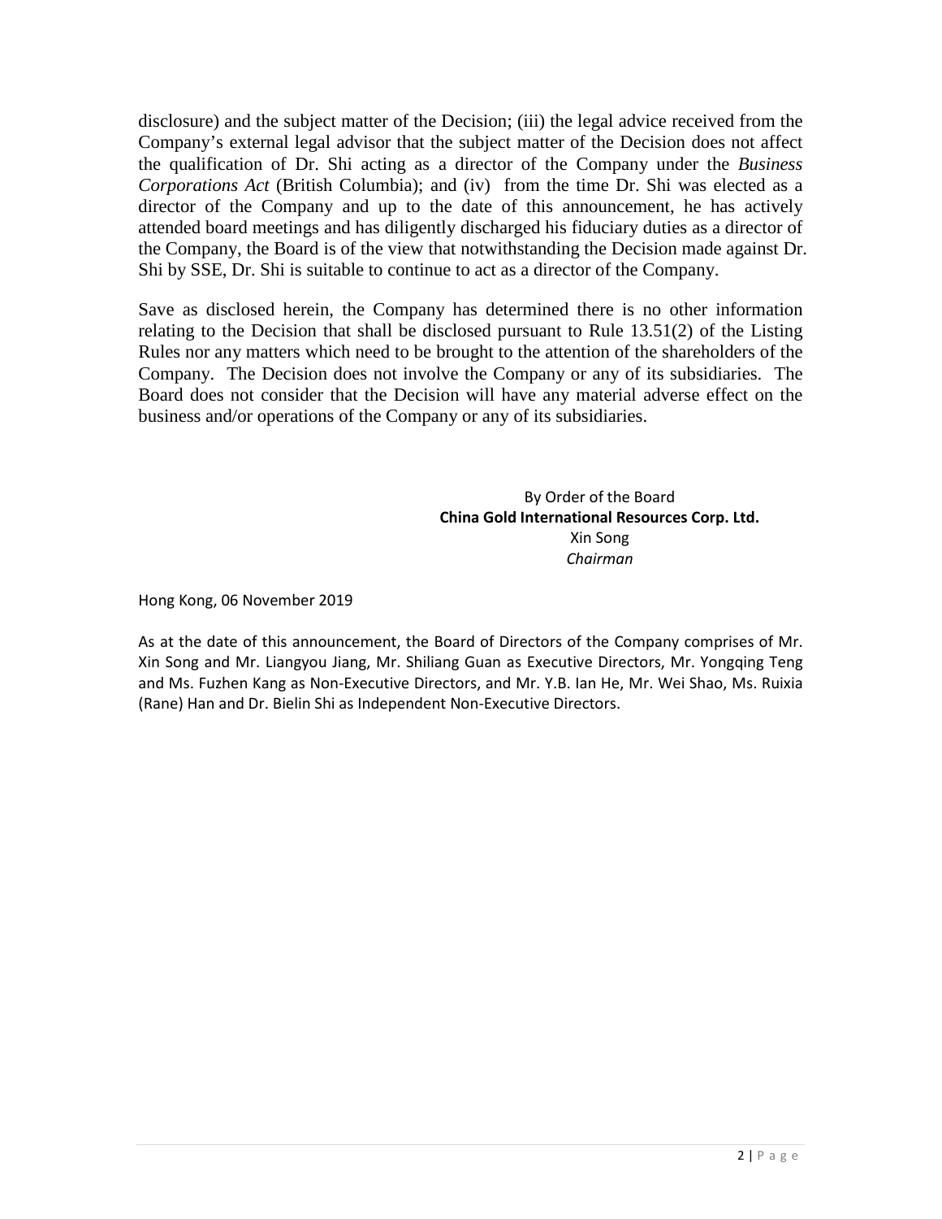disclosure) and the subject matter of the Decision; (iii) the legal advice received from the Company's external legal advisor that the subject matter of the Decision does not affect the qualification of Dr. Shi acting as a director of the Company under the *Business Corporations Act* (British Columbia); and (iv) from the time Dr. Shi was elected as a director of the Company and up to the date of this announcement, he has actively attended board meetings and has diligently discharged his fiduciary duties as a director of the Company, the Board is of the view that notwithstanding the Decision made against Dr. Shi by SSE, Dr. Shi is suitable to continue to act as a director of the Company.

Save as disclosed herein, the Company has determined there is no other information relating to the Decision that shall be disclosed pursuant to Rule 13.51(2) of the Listing Rules nor any matters which need to be brought to the attention of the shareholders of the Company. The Decision does not involve the Company or any of its subsidiaries. The Board does not consider that the Decision will have any material adverse effect on the business and/or operations of the Company or any of its subsidiaries.

By Order of the Board
**China Gold International Resources Corp. Ltd.**
Xin Song
*Chairman*

Hong Kong, 06 November 2019

As at the date of this announcement, the Board of Directors of the Company comprises of Mr. Xin Song and Mr. Liangyou Jiang, Mr. Shiliang Guan as Executive Directors, Mr. Yongqing Teng and Ms. Fuzhen Kang as Non-Executive Directors, and Mr. Y.B. Ian He, Mr. Wei Shao, Ms. Ruixia (Rane) Han and Dr. Bielin Shi as Independent Non-Executive Directors.